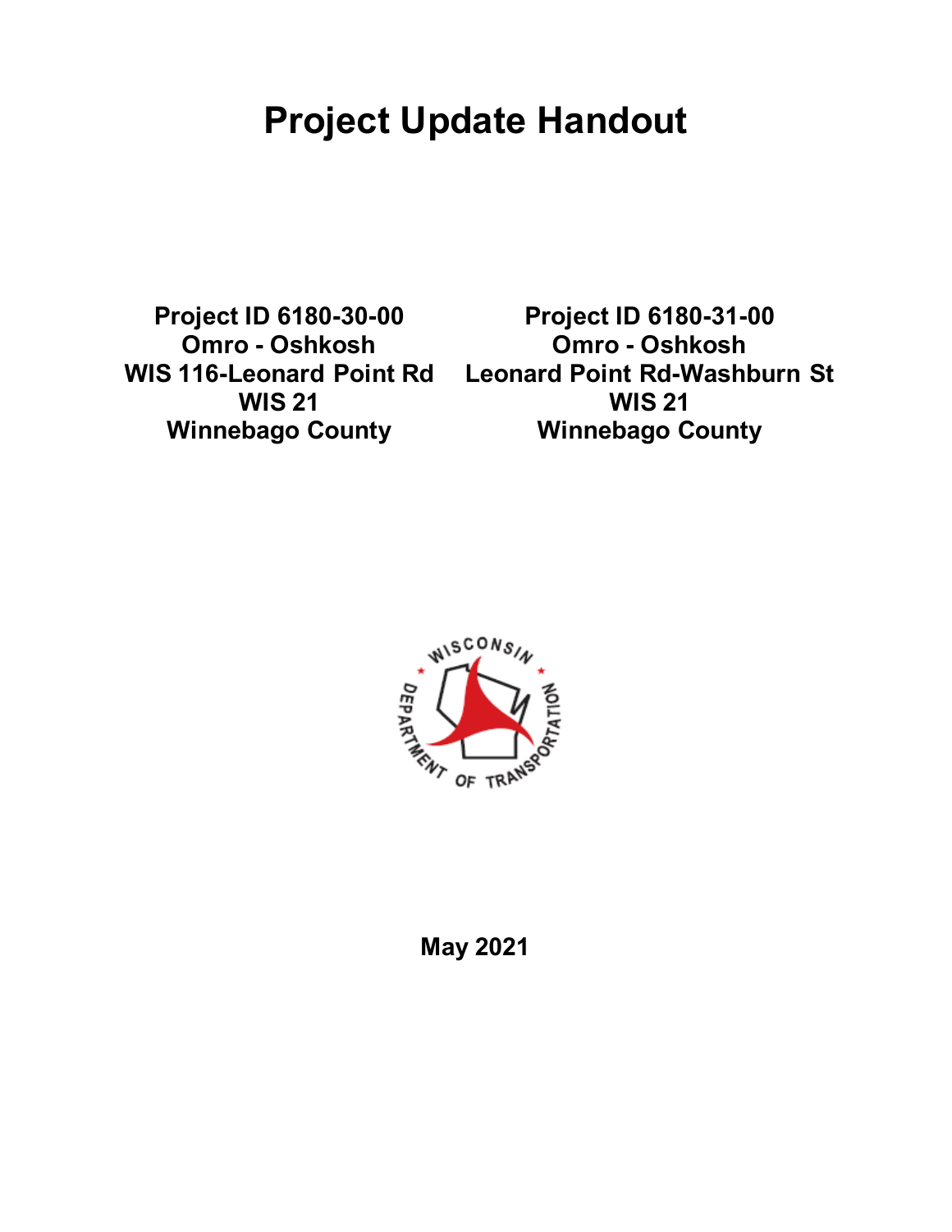# Project Update Handout

**Project ID 6180-30-00**
**Omro - Oshkosh**
**WIS 116-Leonard Point Rd**
**WIS 21**
**Winnebago County**

**Project ID 6180-31-00**
**Omro - Oshkosh**
**Leonard Point Rd-Washburn St**
**WIS 21**
**Winnebago County**

**May 2021**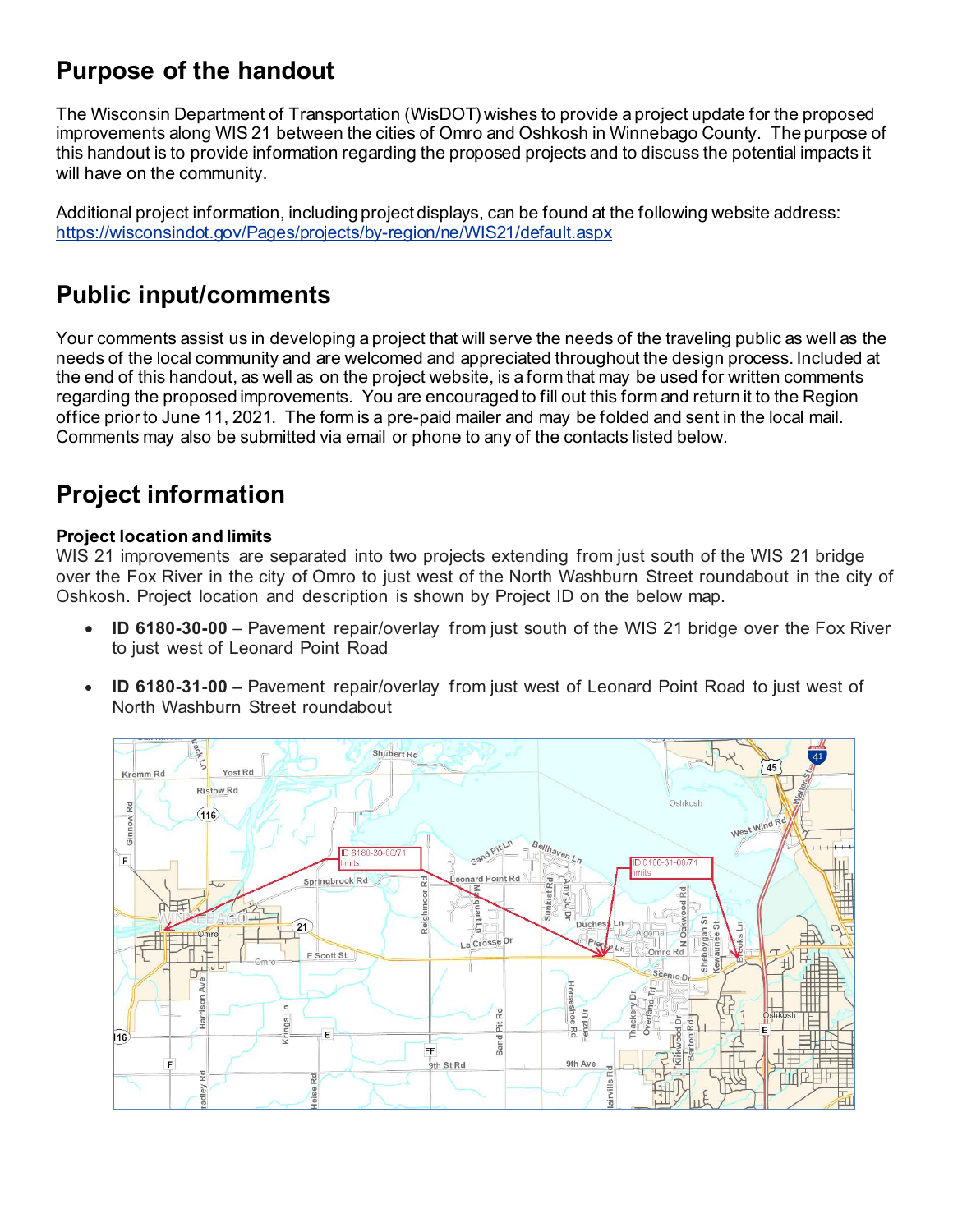## Purpose of the handout

The Wisconsin Department of Transportation (WisDOT) wishes to provide a project update for the proposed improvements along WIS 21 between the cities of Omro and Oshkosh in Winnebago County. The purpose of this handout is to provide information regarding the proposed projects and to discuss the potential impacts it will have on the community.

Additional project information, including project displays, can be found at the following website address:
https://wisconsindot.gov/Pages/projects/by-region/ne/WIS21/default.aspx

## Public input/comments

Your comments assist us in developing a project that will serve the needs of the traveling public as well as the needs of the local community and are welcomed and appreciated throughout the design process. Included at the end of this handout, as well as on the project website, is a form that may be used for written comments regarding the proposed improvements. You are encouraged to fill out this form and return it to the Region office prior to June 11, 2021. The form is a pre-paid mailer and may be folded and sent in the local mail. Comments may also be submitted via email or phone to any of the contacts listed below.

## Project information

**Project location and limits**

WIS 21 improvements are separated into two projects extending from just south of the WIS 21 bridge over the Fox River in the city of Omro to just west of the North Washburn Street roundabout in the city of Oshkosh. Project location and description is shown by Project ID on the below map.

- **ID 6180-30-00** – Pavement repair/overlay from just south of the WIS 21 bridge over the Fox River to just west of Leonard Point Road
- **ID 6180-31-00 –** Pavement repair/overlay from just west of Leonard Point Road to just west of North Washburn Street roundabout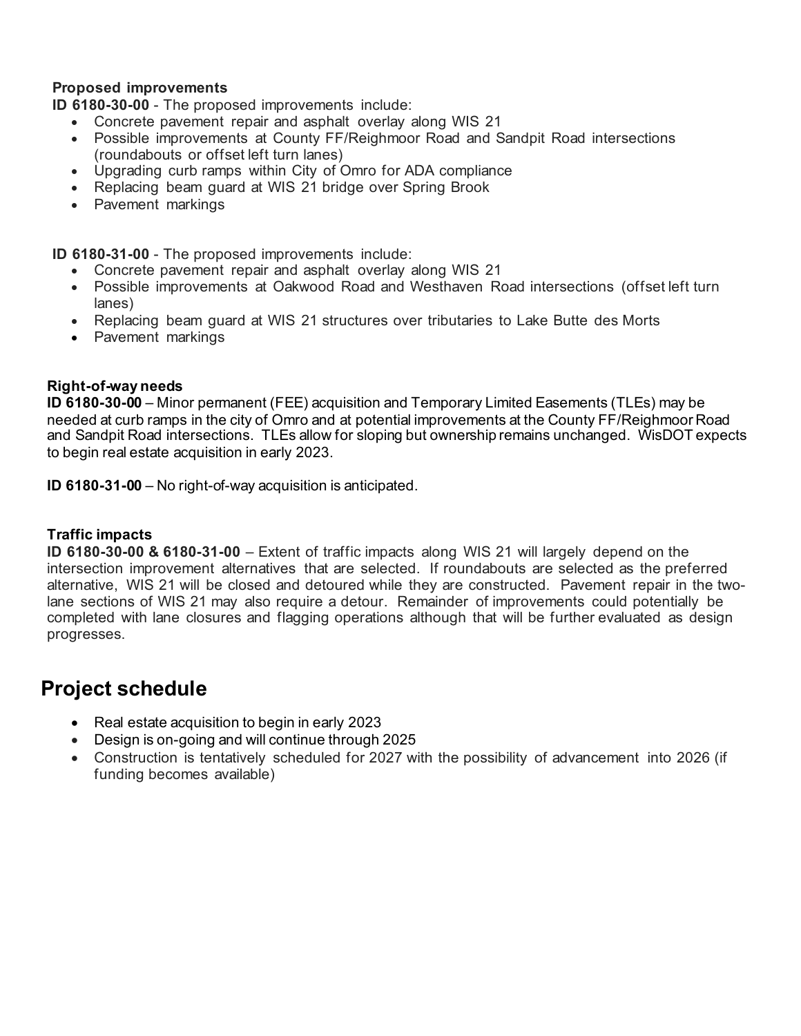**Proposed improvements**

**ID 6180-30-00** - The proposed improvements include:

- Concrete pavement repair and asphalt overlay along WIS 21
- Possible improvements at County FF/Reighmoor Road and Sandpit Road intersections (roundabouts or offset left turn lanes)
- Upgrading curb ramps within City of Omro for ADA compliance
- Replacing beam guard at WIS 21 bridge over Spring Brook
- Pavement markings

**ID 6180-31-00** - The proposed improvements include:

- Concrete pavement repair and asphalt overlay along WIS 21
- Possible improvements at Oakwood Road and Westhaven Road intersections (offset left turn lanes)
- Replacing beam guard at WIS 21 structures over tributaries to Lake Butte des Morts
- Pavement markings

**Right-of-way needs**

**ID 6180-30-00** – Minor permanent (FEE) acquisition and Temporary Limited Easements (TLEs) may be needed at curb ramps in the city of Omro and at potential improvements at the County FF/Reighmoor Road and Sandpit Road intersections. TLEs allow for sloping but ownership remains unchanged. WisDOT expects to begin real estate acquisition in early 2023.

**ID 6180-31-00** – No right-of-way acquisition is anticipated.

**Traffic impacts**

**ID 6180-30-00 & 6180-31-00** – Extent of traffic impacts along WIS 21 will largely depend on the intersection improvement alternatives that are selected. If roundabouts are selected as the preferred alternative, WIS 21 will be closed and detoured while they are constructed. Pavement repair in the two-lane sections of WIS 21 may also require a detour. Remainder of improvements could potentially be completed with lane closures and flagging operations although that will be further evaluated as design progresses.

## Project schedule

- Real estate acquisition to begin in early 2023
- Design is on-going and will continue through 2025
- Construction is tentatively scheduled for 2027 with the possibility of advancement into 2026 (if funding becomes available)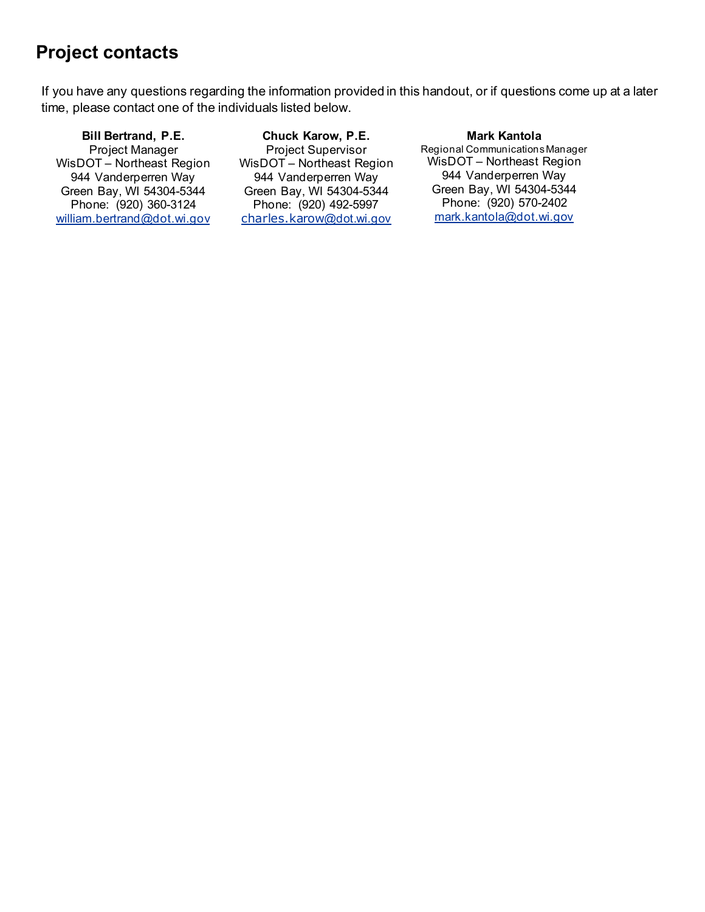## Project contacts

If you have any questions regarding the information provided in this handout, or if questions come up at a later time, please contact one of the individuals listed below.

**Bill Bertrand, P.E.**
Project Manager
WisDOT – Northeast Region
944 Vanderperren Way
Green Bay, WI 54304-5344
Phone: (920) 360-3124
william.bertrand@dot.wi.gov

**Chuck Karow, P.E.**
Project Supervisor
WisDOT – Northeast Region
944 Vanderperren Way
Green Bay, WI 54304-5344
Phone: (920) 492-5997
charles.karow@dot.wi.gov

**Mark Kantola**
Regional Communications Manager
WisDOT – Northeast Region
944 Vanderperren Way
Green Bay, WI 54304-5344
Phone: (920) 570-2402
mark.kantola@dot.wi.gov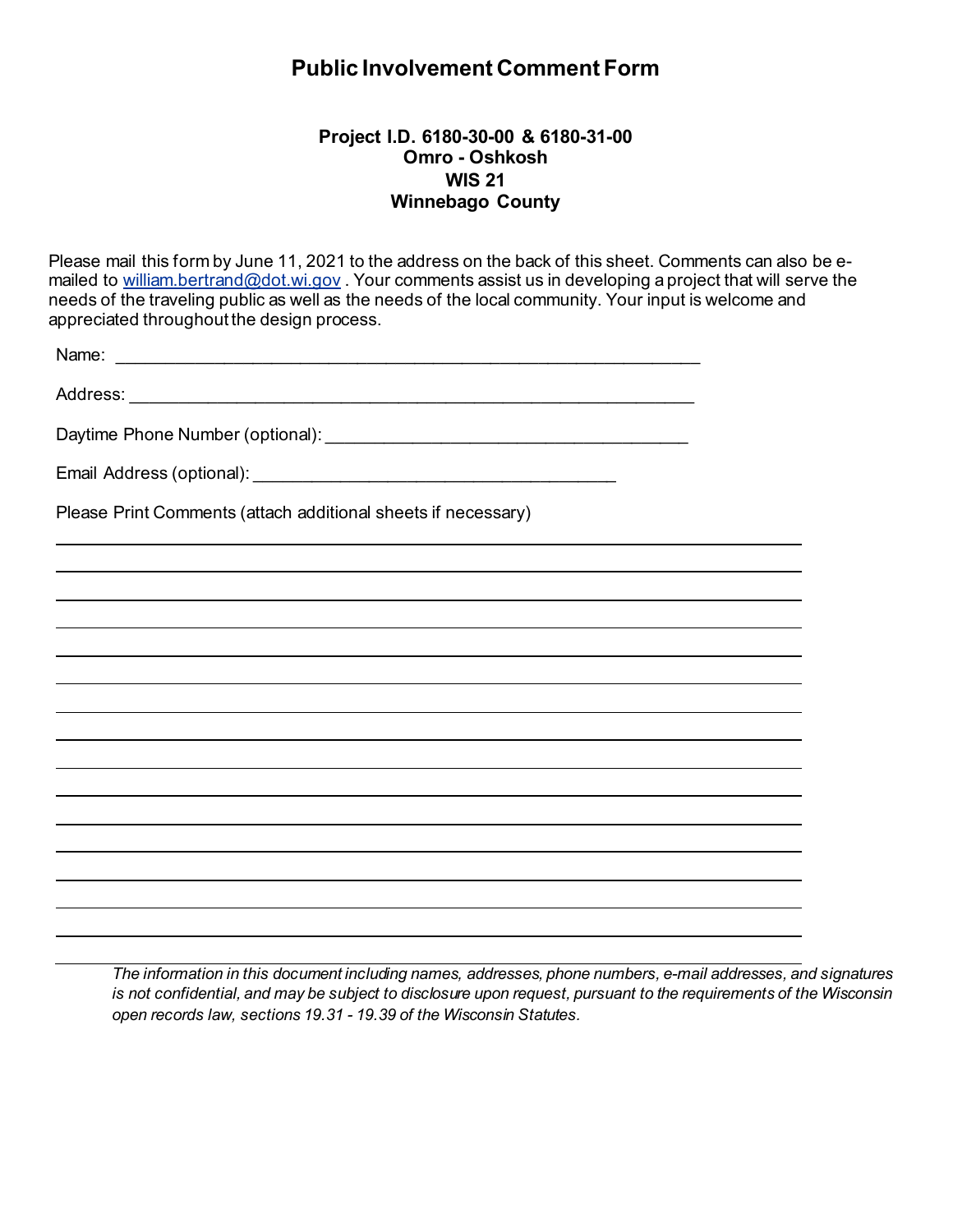# Public Involvement Comment Form

**Project I.D. 6180-30-00 & 6180-31-00**
**Omro - Oshkosh**
**WIS 21**
**Winnebago County**

Please mail this form by June 11, 2021 to the address on the back of this sheet. Comments can also be e-mailed to william.bertrand@dot.wi.gov . Your comments assist us in developing a project that will serve the needs of the traveling public as well as the needs of the local community. Your input is welcome and appreciated throughout the design process.

Name: ____________________________________________________________

Address: __________________________________________________________

Daytime Phone Number (optional): _____________________________________

Email Address (optional): ____________________________________________

Please Print Comments (attach additional sheets if necessary)

_______________________________________________________________________________

_______________________________________________________________________________

_______________________________________________________________________________

_______________________________________________________________________________

_______________________________________________________________________________

_______________________________________________________________________________

_______________________________________________________________________________

_______________________________________________________________________________

_______________________________________________________________________________

_______________________________________________________________________________

_______________________________________________________________________________

_______________________________________________________________________________

_______________________________________________________________________________

_______________________________________________________________________________

_______________________________________________________________________________

_______________________________________________________________________________

*The information in this document including names, addresses, phone numbers, e-mail addresses, and signatures is not confidential, and may be subject to disclosure upon request, pursuant to the requirements of the Wisconsin open records law, sections 19.31 - 19.39 of the Wisconsin Statutes.*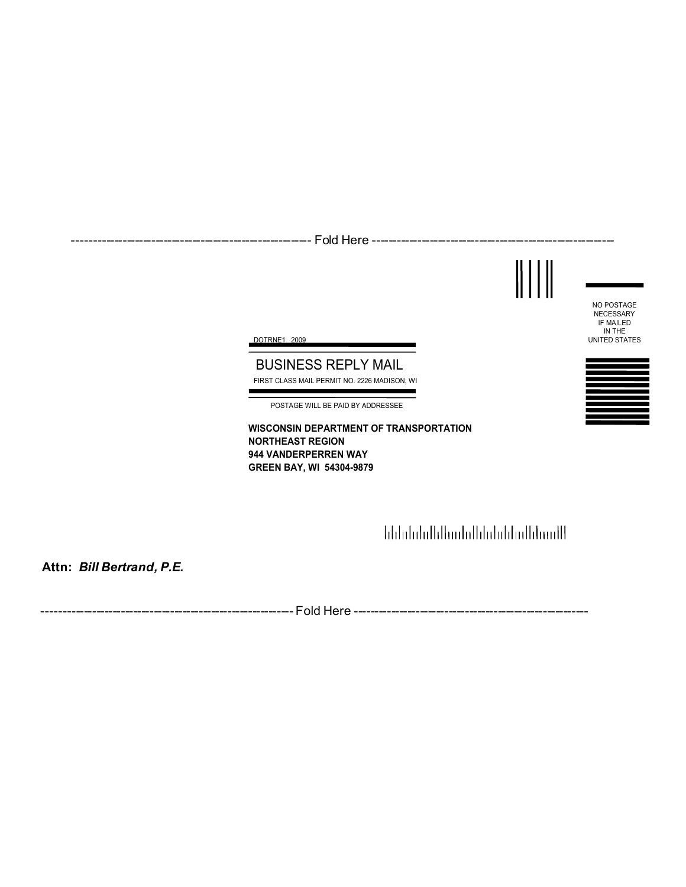------------------------------------------------ Fold Here ------------------------------------------------

NO POSTAGE
NECESSARY
IF MAILED
IN THE
UNITED STATES

DOTRNE1 2009

BUSINESS REPLY MAIL

FIRST CLASS MAIL PERMIT NO. 2226 MADISON, WI

POSTAGE WILL BE PAID BY ADDRESSEE

**WISCONSIN DEPARTMENT OF TRANSPORTATION**
**NORTHEAST REGION**
**944 VANDERPERREN WAY**
**GREEN BAY, WI 54304-9879**

**Attn:** ***Bill Bertrand, P.E.***

------------------------------------------------ Fold Here ------------------------------------------------